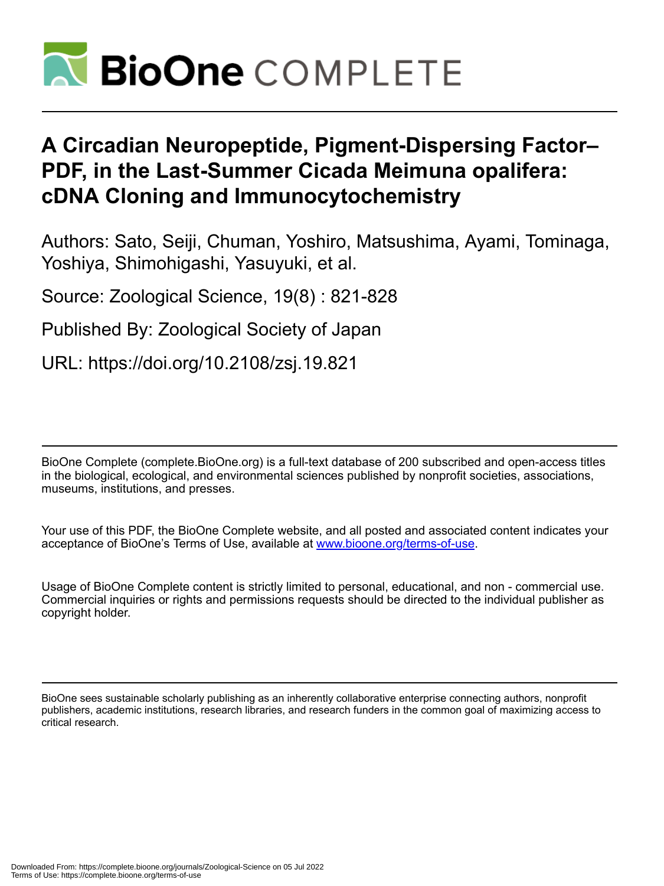# A Circadian Neuropeptide, Pigment-Dispersing Factor–PDF, in the Last-Summer Cicada Meimuna opalifera: cDNA Cloning and Immunocytochemistry

Authors: Sato, Seiji, Chuman, Yoshiro, Matsushima, Ayami, Tominaga, Yoshiya, Shimohigashi, Yasuyuki, et al.

Source: Zoological Science, 19(8) : 821-828

Published By: Zoological Society of Japan

URL: https://doi.org/10.2108/zsj.19.821

BioOne Complete (complete.BioOne.org) is a full-text database of 200 subscribed and open-access titles in the biological, ecological, and environmental sciences published by nonprofit societies, associations, museums, institutions, and presses.

Your use of this PDF, the BioOne Complete website, and all posted and associated content indicates your acceptance of BioOne's Terms of Use, available at www.bioone.org/terms-of-use.

Usage of BioOne Complete content is strictly limited to personal, educational, and non - commercial use. Commercial inquiries or rights and permissions requests should be directed to the individual publisher as copyright holder.

BioOne sees sustainable scholarly publishing as an inherently collaborative enterprise connecting authors, nonprofit publishers, academic institutions, research libraries, and research funders in the common goal of maximizing access to critical research.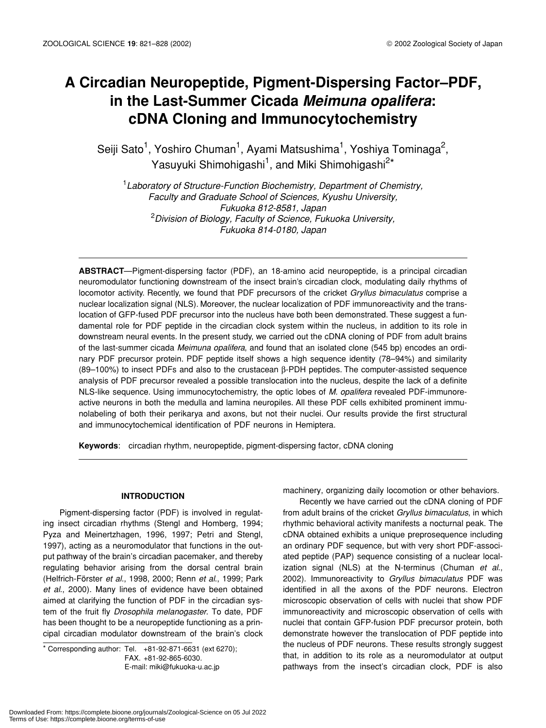# A Circadian Neuropeptide, Pigment-Dispersing Factor–PDF, in the Last-Summer Cicada *Meimuna opalifera*: cDNA Cloning and Immunocytochemistry

Seiji Sato[1], Yoshiro Chuman[1], Ayami Matsushima[1], Yoshiya Tominaga[2], Yasuyuki Shimohigashi[1], and Miki Shimohigashi[2]*

[1]*Laboratory of Structure-Function Biochemistry, Department of Chemistry, Faculty and Graduate School of Sciences, Kyushu University, Fukuoka 812-8581, Japan*
[2]*Division of Biology, Faculty of Science, Fukuoka University, Fukuoka 814-0180, Japan*

**ABSTRACT**—Pigment-dispersing factor (PDF), an 18-amino acid neuropeptide, is a principal circadian neuromodulator functioning downstream of the insect brain's circadian clock, modulating daily rhythms of locomotor activity. Recently, we found that PDF precursors of the cricket *Gryllus bimaculatus* comprise a nuclear localization signal (NLS). Moreover, the nuclear localization of PDF immunoreactivity and the translocation of GFP-fused PDF precursor into the nucleus have both been demonstrated. These suggest a fundamental role for PDF peptide in the circadian clock system within the nucleus, in addition to its role in downstream neural events. In the present study, we carried out the cDNA cloning of PDF from adult brains of the last-summer cicada *Meimuna opalifera*, and found that an isolated clone (545 bp) encodes an ordinary PDF precursor protein. PDF peptide itself shows a high sequence identity (78–94%) and similarity (89–100%) to insect PDFs and also to the crustacean β-PDH peptides. The computer-assisted sequence analysis of PDF precursor revealed a possible translocation into the nucleus, despite the lack of a definite NLS-like sequence. Using immunocytochemistry, the optic lobes of *M. opalifera* revealed PDF-immunoreactive neurons in both the medulla and lamina neuropiles. All these PDF cells exhibited prominent immunolabeling of both their perikarya and axons, but not their nuclei. Our results provide the first structural and immunocytochemical identification of PDF neurons in Hemiptera.

**Keywords**: circadian rhythm, neuropeptide, pigment-dispersing factor, cDNA cloning

## INTRODUCTION

Pigment-dispersing factor (PDF) is involved in regulating insect circadian rhythms (Stengl and Homberg, 1994; Pyza and Meinertzhagen, 1996, 1997; Petri and Stengl, 1997), acting as a neuromodulator that functions in the output pathway of the brain's circadian pacemaker, and thereby regulating behavior arising from the dorsal central brain (Helfrich-Förster *et al*., 1998, 2000; Renn *et al*., 1999; Park *et al*., 2000). Many lines of evidence have been obtained aimed at clarifying the function of PDF in the circadian system of the fruit fly *Drosophila melanogaster*. To date, PDF has been thought to be a neuropeptide functioning as a principal circadian modulator downstream of the brain's clock machinery, organizing daily locomotion or other behaviors.

Recently we have carried out the cDNA cloning of PDF from adult brains of the cricket *Gryllus bimaculatus*, in which rhythmic behavioral activity manifests a nocturnal peak. The cDNA obtained exhibits a unique preprosequence including an ordinary PDF sequence, but with very short PDF-associated peptide (PAP) sequence consisting of a nuclear localization signal (NLS) at the N-terminus (Chuman *et al*., 2002). Immunoreactivity to *Gryllus bimaculatus* PDF was identified in all the axons of the PDF neurons. Electron microscopic observation of cells with nuclei that show PDF immunoreactivity and microscopic observation of cells with nuclei that contain GFP-fusion PDF precursor protein, both demonstrate however the translocation of PDF peptide into the nucleus of PDF neurons. These results strongly suggest that, in addition to its role as a neuromodulator at output pathways from the insect's circadian clock, PDF is also

* Corresponding author: Tel. +81-92-871-6631 (ext 6270); FAX. +81-92-865-6030. E-mail: miki@fukuoka-u.ac.jp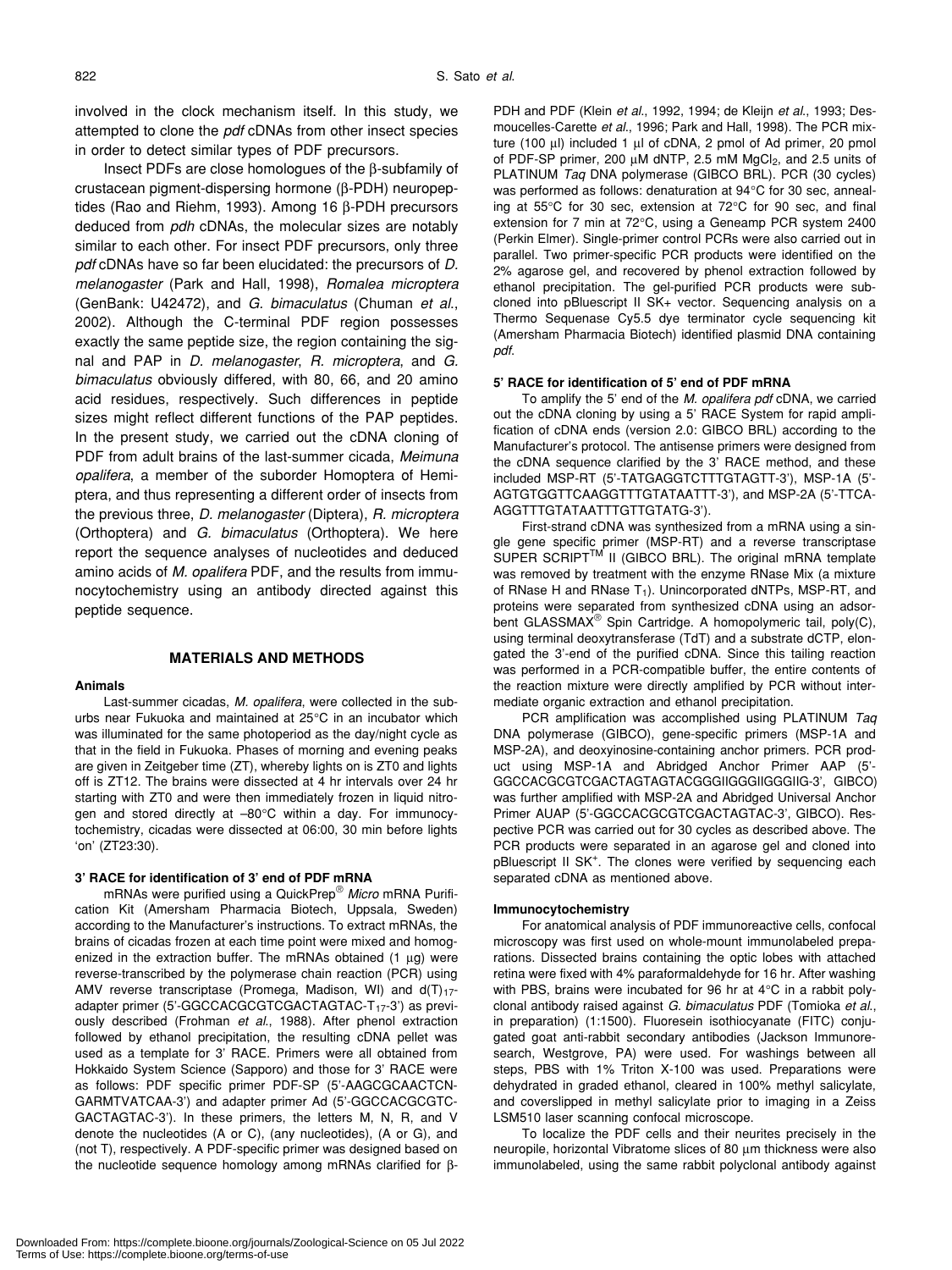involved in the clock mechanism itself. In this study, we attempted to clone the *pdf* cDNAs from other insect species in order to detect similar types of PDF precursors.

Insect PDFs are close homologues of the β-subfamily of crustacean pigment-dispersing hormone (β-PDH) neuropeptides (Rao and Riehm, 1993). Among 16 β-PDH precursors deduced from *pdh* cDNAs, the molecular sizes are notably similar to each other. For insect PDF precursors, only three *pdf* cDNAs have so far been elucidated: the precursors of *D. melanogaster* (Park and Hall, 1998), *Romalea microptera* (GenBank: U42472), and *G. bimaculatus* (Chuman *et al.*, 2002). Although the C-terminal PDF region possesses exactly the same peptide size, the region containing the signal and PAP in *D. melanogaster*, *R. microptera*, and *G. bimaculatus* obviously differed, with 80, 66, and 20 amino acid residues, respectively. Such differences in peptide sizes might reflect different functions of the PAP peptides. In the present study, we carried out the cDNA cloning of PDF from adult brains of the last-summer cicada, *Meimuna opalifera*, a member of the suborder Homoptera of Hemiptera, and thus representing a different order of insects from the previous three, *D. melanogaster* (Diptera), *R. microptera* (Orthoptera) and *G. bimaculatus* (Orthoptera). We here report the sequence analyses of nucleotides and deduced amino acids of *M. opalifera* PDF, and the results from immunocytochemistry using an antibody directed against this peptide sequence.

## MATERIALS AND METHODS

### Animals

Last-summer cicadas, *M. opalifera*, were collected in the suburbs near Fukuoka and maintained at 25°C in an incubator which was illuminated for the same photoperiod as the day/night cycle as that in the field in Fukuoka. Phases of morning and evening peaks are given in Zeitgeber time (ZT), whereby lights on is ZT0 and lights off is ZT12. The brains were dissected at 4 hr intervals over 24 hr starting with ZT0 and were then immediately frozen in liquid nitrogen and stored directly at –80°C within a day. For immunocytochemistry, cicadas were dissected at 06:00, 30 min before lights 'on' (ZT23:30).

### 3' RACE for identification of 3' end of PDF mRNA

mRNAs were purified using a QuickPrep® *Micro* mRNA Purification Kit (Amersham Pharmacia Biotech, Uppsala, Sweden) according to the Manufacturer's instructions. To extract mRNAs, the brains of cicadas frozen at each time point were mixed and homogenized in the extraction buffer. The mRNAs obtained (1 μg) were reverse-transcribed by the polymerase chain reaction (PCR) using AMV reverse transcriptase (Promega, Madison, WI) and $d(T)_{17}$-adapter primer (5'-GGCCACGCGTCGACTAGTAC-$T_{17}$-3') as previously described (Frohman *et al.*, 1988). After phenol extraction followed by ethanol precipitation, the resulting cDNA pellet was used as a template for 3' RACE. Primers were all obtained from Hokkaido System Science (Sapporo) and those for 3' RACE were as follows: PDF specific primer PDF-SP (5'-AAGCGCAACTCN-GARMTVATCAA-3') and adapter primer Ad (5'-GGCCACGCGTC-GACTAGTAC-3'). In these primers, the letters M, N, R, and V denote the nucleotides (A or C), (any nucleotides), (A or G), and (not T), respectively. A PDF-specific primer was designed based on the nucleotide sequence homology among mRNAs clarified for β-PDH and PDF (Klein *et al.*, 1992, 1994; de Kleijn *et al.*, 1993; Desmoucelles-Carette *et al.*, 1996; Park and Hall, 1998). The PCR mixture (100 μl) included 1 μl of cDNA, 2 pmol of Ad primer, 20 pmol of PDF-SP primer, 200 μM dNTP, 2.5 mM $MgCl_2$, and 2.5 units of PLATINUM *Taq* DNA polymerase (GIBCO BRL). PCR (30 cycles) was performed as follows: denaturation at 94°C for 30 sec, annealing at 55°C for 30 sec, extension at 72°C for 90 sec, and final extension for 7 min at 72°C, using a Geneamp PCR system 2400 (Perkin Elmer). Single-primer control PCRs were also carried out in parallel. Two primer-specific PCR products were identified on the 2% agarose gel, and recovered by phenol extraction followed by ethanol precipitation. The gel-purified PCR products were subcloned into pBluescript II SK+ vector. Sequencing analysis on a Thermo Sequenase Cy5.5 dye terminator cycle sequencing kit (Amersham Pharmacia Biotech) identified plasmid DNA containing *pdf*.

### 5' RACE for identification of 5' end of PDF mRNA

To amplify the 5' end of the *M. opalifera pdf* cDNA, we carried out the cDNA cloning by using a 5' RACE System for rapid amplification of cDNA ends (version 2.0: GIBCO BRL) according to the Manufacturer's protocol. The antisense primers were designed from the cDNA sequence clarified by the 3' RACE method, and these included MSP-RT (5'-TATGAGGTCTTTGTAGTT-3'), MSP-1A (5'-AGTGTGGTTCAAGGTTTGTATAATTT-3'), and MSP-2A (5'-TTCA-AGGTTTGTATAATTTGTTGTATG-3').

First-strand cDNA was synthesized from a mRNA using a single gene specific primer (MSP-RT) and a reverse transcriptase SUPER SCRIPT™ II (GIBCO BRL). The original mRNA template was removed by treatment with the enzyme RNase Mix (a mixture of RNase H and RNase $T_1$). Unincorporated dNTPs, MSP-RT, and proteins were separated from synthesized cDNA using an adsorbent GLASSMAX® Spin Cartridge. A homopolymeric tail, poly(C), using terminal deoxytransferase (TdT) and a substrate dCTP, elongated the 3'-end of the purified cDNA. Since this tailing reaction was performed in a PCR-compatible buffer, the entire contents of the reaction mixture were directly amplified by PCR without intermediate organic extraction and ethanol precipitation.

PCR amplification was accomplished using PLATINUM *Taq* DNA polymerase (GIBCO), gene-specific primers (MSP-1A and MSP-2A), and deoxyinosine-containing anchor primers. PCR product using MSP-1A and Abridged Anchor Primer AAP (5'-GGCCACGCGTCGACTAGTAGTACGGGIIGGGIIGGGIIG-3', GIBCO) was further amplified with MSP-2A and Abridged Universal Anchor Primer AUAP (5'-GGCCACGCGTCGACTAGTAC-3', GIBCO). Respective PCR was carried out for 30 cycles as described above. The PCR products were separated in an agarose gel and cloned into pBluescript II $SK^+$. The clones were verified by sequencing each separated cDNA as mentioned above.

### Immunocytochemistry

For anatomical analysis of PDF immunoreactive cells, confocal microscopy was first used on whole-mount immunolabeled preparations. Dissected brains containing the optic lobes with attached retina were fixed with 4% paraformaldehyde for 16 hr. After washing with PBS, brains were incubated for 96 hr at 4°C in a rabbit polyclonal antibody raised against *G. bimaculatus* PDF (Tomioka *et al.*, in preparation) (1:1500). Fluoresein isothiocyanate (FITC) conjugated goat anti-rabbit secondary antibodies (Jackson Immunoresearch, Westgrove, PA) were used. For washings between all steps, PBS with 1% Triton X-100 was used. Preparations were dehydrated in graded ethanol, cleared in 100% methyl salicylate, and coverslipped in methyl salicylate prior to imaging in a Zeiss LSM510 laser scanning confocal microscope.

To localize the PDF cells and their neurites precisely in the neuropile, horizontal Vibratome slices of 80 μm thickness were also immunolabeled, using the same rabbit polyclonal antibody against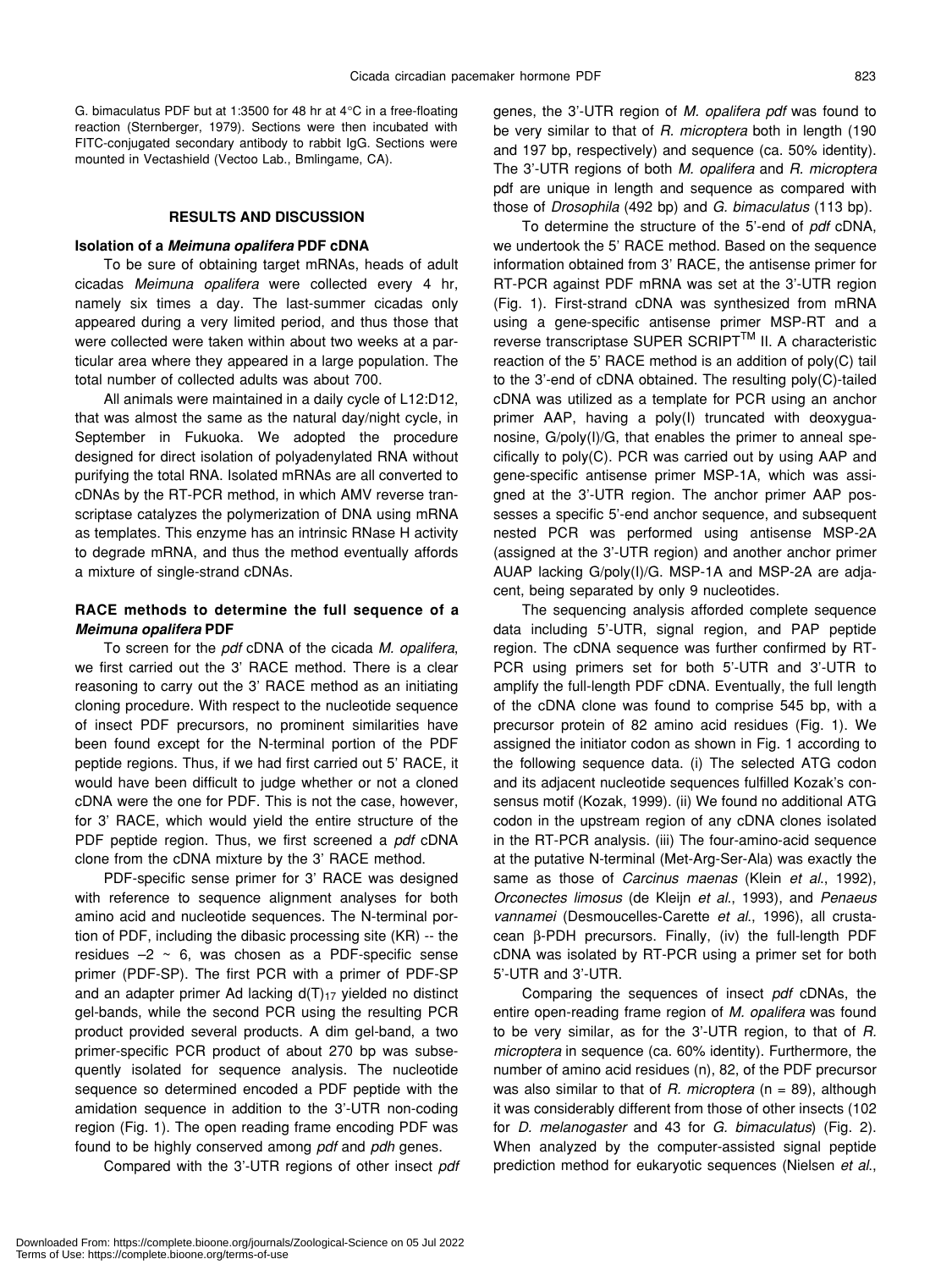G. bimaculatus PDF but at 1:3500 for 48 hr at 4°C in a free-floating reaction (Sternberger, 1979). Sections were then incubated with FITC-conjugated secondary antibody to rabbit IgG. Sections were mounted in Vectashield (Vectoo Lab., Bmlingame, CA).

## RESULTS AND DISCUSSION

### Isolation of a *Meimuna opalifera* PDF cDNA

To be sure of obtaining target mRNAs, heads of adult cicadas *Meimuna opalifera* were collected every 4 hr, namely six times a day. The last-summer cicadas only appeared during a very limited period, and thus those that were collected were taken within about two weeks at a particular area where they appeared in a large population. The total number of collected adults was about 700.

All animals were maintained in a daily cycle of L12:D12, that was almost the same as the natural day/night cycle, in September in Fukuoka. We adopted the procedure designed for direct isolation of polyadenylated RNA without purifying the total RNA. Isolated mRNAs are all converted to cDNAs by the RT-PCR method, in which AMV reverse transcriptase catalyzes the polymerization of DNA using mRNA as templates. This enzyme has an intrinsic RNase H activity to degrade mRNA, and thus the method eventually affords a mixture of single-strand cDNAs.

### RACE methods to determine the full sequence of a *Meimuna opalifera* PDF

To screen for the *pdf* cDNA of the cicada *M. opalifera*, we first carried out the 3' RACE method. There is a clear reasoning to carry out the 3' RACE method as an initiating cloning procedure. With respect to the nucleotide sequence of insect PDF precursors, no prominent similarities have been found except for the N-terminal portion of the PDF peptide regions. Thus, if we had first carried out 5' RACE, it would have been difficult to judge whether or not a cloned cDNA were the one for PDF. This is not the case, however, for 3' RACE, which would yield the entire structure of the PDF peptide region. Thus, we first screened a *pdf* cDNA clone from the cDNA mixture by the 3' RACE method.

PDF-specific sense primer for 3' RACE was designed with reference to sequence alignment analyses for both amino acid and nucleotide sequences. The N-terminal portion of PDF, including the dibasic processing site (KR) -- the residues –2 ~ 6, was chosen as a PDF-specific sense primer (PDF-SP). The first PCR with a primer of PDF-SP and an adapter primer Ad lacking $d(T)_{17}$ yielded no distinct gel-bands, while the second PCR using the resulting PCR product provided several products. A dim gel-band, a two primer-specific PCR product of about 270 bp was subsequently isolated for sequence analysis. The nucleotide sequence so determined encoded a PDF peptide with the amidation sequence in addition to the 3'-UTR non-coding region (Fig. 1). The open reading frame encoding PDF was found to be highly conserved among *pdf* and *pdh* genes.

Compared with the 3'-UTR regions of other insect *pdf* genes, the 3'-UTR region of *M. opalifera pdf* was found to be very similar to that of *R. microptera* both in length (190 and 197 bp, respectively) and sequence (ca. 50% identity). The 3'-UTR regions of both *M. opalifera* and *R. microptera* pdf are unique in length and sequence as compared with those of *Drosophila* (492 bp) and *G. bimaculatus* (113 bp).

To determine the structure of the 5'-end of *pdf* cDNA, we undertook the 5' RACE method. Based on the sequence information obtained from 3' RACE, the antisense primer for RT-PCR against PDF mRNA was set at the 3'-UTR region (Fig. 1). First-strand cDNA was synthesized from mRNA using a gene-specific antisense primer MSP-RT and a reverse transcriptase SUPER SCRIPT™ II. A characteristic reaction of the 5' RACE method is an addition of poly(C) tail to the 3'-end of cDNA obtained. The resulting poly(C)-tailed cDNA was utilized as a template for PCR using an anchor primer AAP, having a poly(I) truncated with deoxyguanosine, G/poly(I)/G, that enables the primer to anneal specifically to poly(C). PCR was carried out by using AAP and gene-specific antisense primer MSP-1A, which was assigned at the 3'-UTR region. The anchor primer AAP possesses a specific 5'-end anchor sequence, and subsequent nested PCR was performed using antisense MSP-2A (assigned at the 3'-UTR region) and another anchor primer AUAP lacking G/poly(I)/G. MSP-1A and MSP-2A are adjacent, being separated by only 9 nucleotides.

The sequencing analysis afforded complete sequence data including 5'-UTR, signal region, and PAP peptide region. The cDNA sequence was further confirmed by RT-PCR using primers set for both 5'-UTR and 3'-UTR to amplify the full-length PDF cDNA. Eventually, the full length of the cDNA clone was found to comprise 545 bp, with a precursor protein of 82 amino acid residues (Fig. 1). We assigned the initiator codon as shown in Fig. 1 according to the following sequence data. (i) The selected ATG codon and its adjacent nucleotide sequences fulfilled Kozak's consensus motif (Kozak, 1999). (ii) We found no additional ATG codon in the upstream region of any cDNA clones isolated in the RT-PCR analysis. (iii) The four-amino-acid sequence at the putative N-terminal (Met-Arg-Ser-Ala) was exactly the same as those of *Carcinus maenas* (Klein *et al.*, 1992), *Orconectes limosus* (de Kleijn *et al.*, 1993), and *Penaeus vannamei* (Desmoucelles-Carette *et al.*, 1996), all crustacean β-PDH precursors. Finally, (iv) the full-length PDF cDNA was isolated by RT-PCR using a primer set for both 5'-UTR and 3'-UTR.

Comparing the sequences of insect *pdf* cDNAs, the entire open-reading frame region of *M. opalifera* was found to be very similar, as for the 3'-UTR region, to that of *R. microptera* in sequence (ca. 60% identity). Furthermore, the number of amino acid residues (n), 82, of the PDF precursor was also similar to that of *R. microptera* (n = 89), although it was considerably different from those of other insects (102 for *D. melanogaster* and 43 for *G. bimaculatus*) (Fig. 2). When analyzed by the computer-assisted signal peptide prediction method for eukaryotic sequences (Nielsen *et al.*,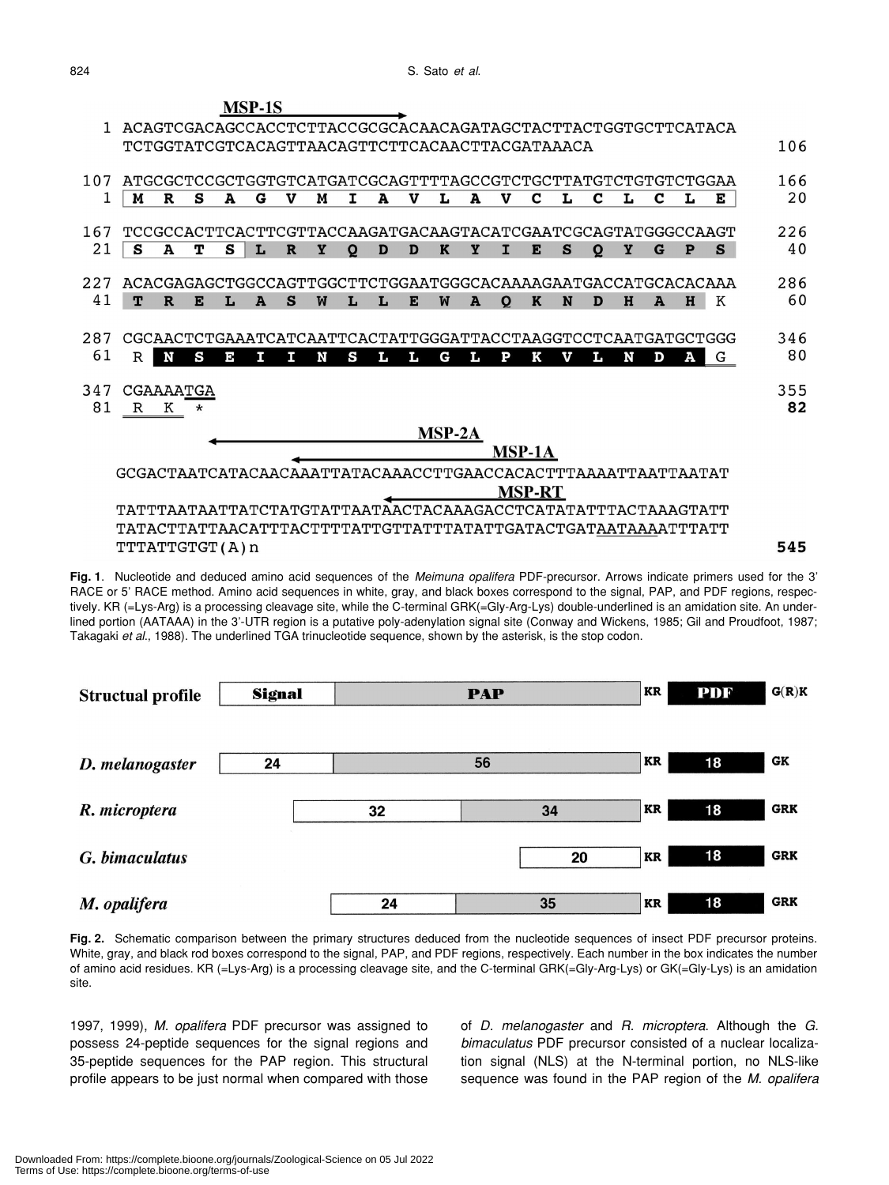```
                MSP-1S
  1 ACAGTCGACAGCCACCTCTTACCGCGCACAACAGATAGCTACTTACTGGTGCTTCATACA
    TCTGGTATCGTCACAGTTAACAGTTCTTCACAACTTACGATAAACA                   106

107 ATGCGCTCCGCTGGTGTCATGATCGCAGTTTTAGCCGTCTGCTTATGTCTGTGTCTGGAA   166
  1  M  R  S  A  G  V  M  I  A  V  L  A  V  C  L  C  L  C  L  E     20

167 TCCGCCACTTCACTTCGTTACCAAGATGACAAGTACATCGAATCGCAGTATGGGCCAAGT   226
 21  S  A  T  S  L  R  Y  Q  D  D  K  Y  I  E  S  Q  Y  G  P  S     40

227 ACACGAGAGCTGGCCAGTTGGCTTCTGGAATGGGCACAAAAGAATGACCATGCACACAAA   286
 41  T  R  E  L  A  S  W  L  L  E  W  A  Q  K  N  D  H  A  H  K     60

287 CGCAACTCTGAAATCATCAATTCACTATTGGGATTACCTAAGGTCCTCAATGATGCTGGG   346
 61  R  N  S  E  I  I  N  S  L  L  G  L  P  K  V  L  N  D  A  G     80

347 CGAAAATGA                                                        355
 81  R  K  *                                                          82

                                  MSP-2A
                                         MSP-1A
    GCGACTAATCATACAACAAATTATACAAACCTTGAACCACACTTTAAAATTAATTAATAT
                                         MSP-RT
    TATTTAATAATTATCTATGTATTAATAACTACAAAGACCTCATATATTTACTAAAGTATT
    TATACTTATTAACATTTACTTTTATTGTTATTTATATTGATACTGATAATAAAATTTATT
    TTTATTGTGT(A)n                                                   545
```

**Fig. 1**. Nucleotide and deduced amino acid sequences of the *Meimuna opalifera* PDF-precursor. Arrows indicate primers used for the 3' RACE or 5' RACE method. Amino acid sequences in white, gray, and black boxes correspond to the signal, PAP, and PDF regions, respectively. KR (=Lys-Arg) is a processing cleavage site, while the C-terminal GRK(=Gly-Arg-Lys) double-underlined is an amidation site. An underlined portion (AATAAA) in the 3'-UTR region is a putative poly-adenylation signal site (Conway and Wickens, 1985; Gil and Proudfoot, 1987; Takagaki *et al*., 1988). The underlined TGA trinucleotide sequence, shown by the asterisk, is the stop codon.

| | Signal | PAP | | PDF | |
|---|---|---|---|---|---|
| Structual profile | Signal | PAP | KR | PDF | G(R)K |
| *D. melanogaster* | 24 | 56 | KR | 18 | GK |
| *R. microptera* | 32 | 34 | KR | 18 | GRK |
| *G. bimaculatus* | 20 | | KR | 18 | GRK |
| *M. opalifera* | 24 | 35 | KR | 18 | GRK |

**Fig. 2.** Schematic comparison between the primary structures deduced from the nucleotide sequences of insect PDF precursor proteins. White, gray, and black rod boxes correspond to the signal, PAP, and PDF regions, respectively. Each number in the box indicates the number of amino acid residues. KR (=Lys-Arg) is a processing cleavage site, and the C-terminal GRK(=Gly-Arg-Lys) or GK(=Gly-Lys) is an amidation site.

1997, 1999), *M. opalifera* PDF precursor was assigned to possess 24-peptide sequences for the signal regions and 35-peptide sequences for the PAP region. This structural profile appears to be just normal when compared with those of *D. melanogaster* and *R. microptera*. Although the *G. bimaculatus* PDF precursor consisted of a nuclear localization signal (NLS) at the N-terminal portion, no NLS-like sequence was found in the PAP region of the *M. opalifera*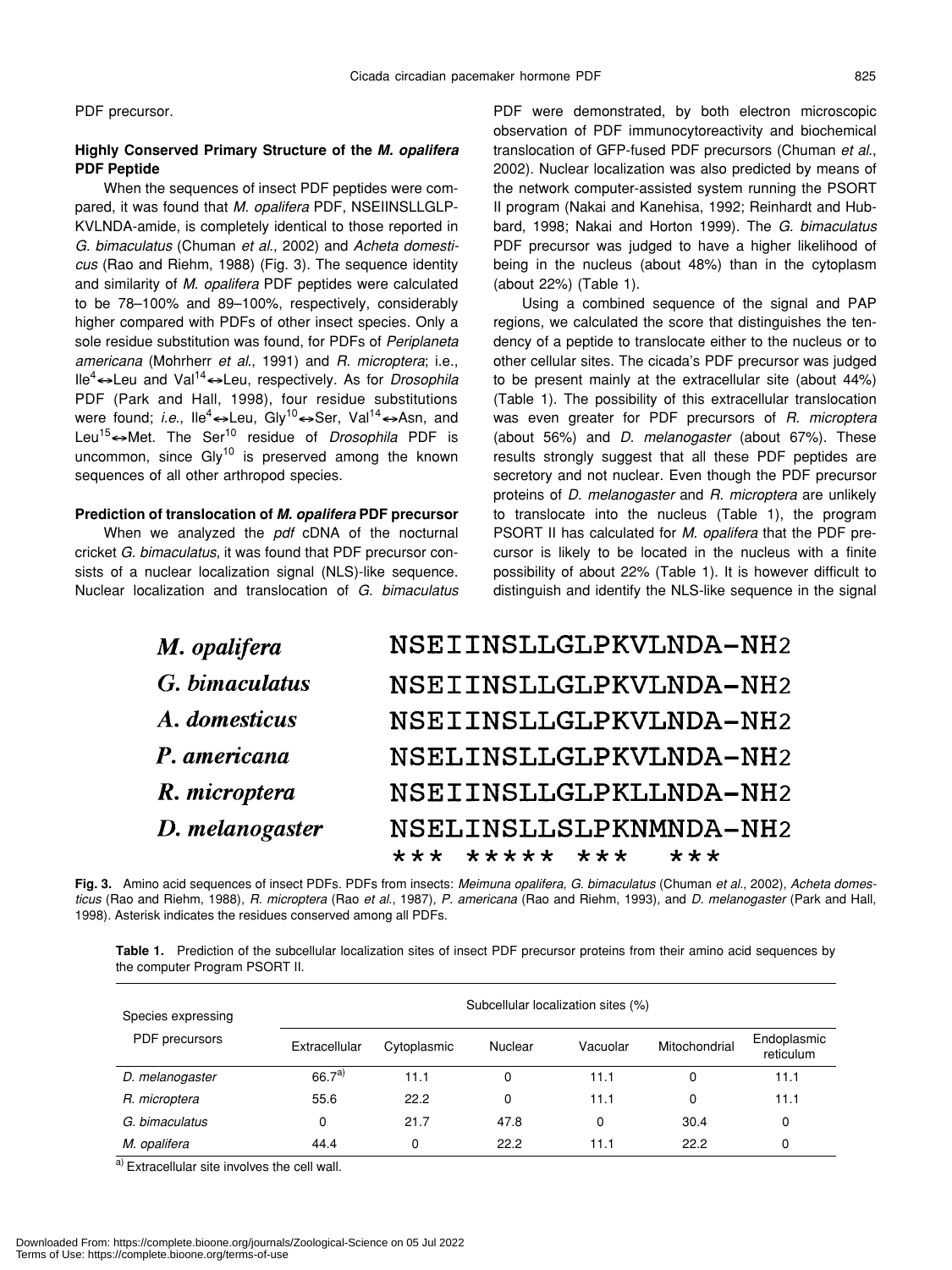PDF precursor.

### Highly Conserved Primary Structure of the *M. opalifera* PDF Peptide

When the sequences of insect PDF peptides were compared, it was found that *M. opalifera* PDF, NSEIINSLLGLPKVLNDA-amide, is completely identical to those reported in *G. bimaculatus* (Chuman *et al*., 2002) and *Acheta domesticus* (Rao and Riehm, 1988) (Fig. 3). The sequence identity and similarity of *M. opalifera* PDF peptides were calculated to be 78–100% and 89–100%, respectively, considerably higher compared with PDFs of other insect species. Only a sole residue substitution was found, for PDFs of *Periplaneta americana* (Mohrherr *et al*., 1991) and *R. microptera*; i.e., $Ile^4$↔Leu and $Val^{14}$↔Leu, respectively. As for *Drosophila* PDF (Park and Hall, 1998), four residue substitutions were found; *i.e*., $Ile^4$↔Leu, $Gly^{10}$↔Ser, $Val^{14}$↔Asn, and $Leu^{15}$↔Met. The $Ser^{10}$ residue of *Drosophila* PDF is uncommon, since $Gly^{10}$ is preserved among the known sequences of all other arthropod species.

### Prediction of translocation of *M. opalifera* PDF precursor

When we analyzed the *pdf* cDNA of the nocturnal cricket *G. bimaculatus*, it was found that PDF precursor consists of a nuclear localization signal (NLS)-like sequence. Nuclear localization and translocation of *G. bimaculatus* PDF were demonstrated, by both electron microscopic observation of PDF immunocytoreactivity and biochemical translocation of GFP-fused PDF precursors (Chuman *et al*., 2002). Nuclear localization was also predicted by means of the network computer-assisted system running the PSORT II program (Nakai and Kanehisa, 1992; Reinhardt and Hubbard, 1998; Nakai and Horton 1999). The *G. bimaculatus* PDF precursor was judged to have a higher likelihood of being in the nucleus (about 48%) than in the cytoplasm (about 22%) (Table 1).

Using a combined sequence of the signal and PAP regions, we calculated the score that distinguishes the tendency of a peptide to translocate either to the nucleus or to other cellular sites. The cicada's PDF precursor was judged to be present mainly at the extracellular site (about 44%) (Table 1). The possibility of this extracellular translocation was even greater for PDF precursors of *R. microptera* (about 56%) and *D. melanogaster* (about 67%). These results strongly suggest that all these PDF peptides are secretory and not nuclear. Even though the PDF precursor proteins of *D. melanogaster* and *R. microptera* are unlikely to translocate into the nucleus (Table 1), the program PSORT II has calculated for *M. opalifera* that the PDF precursor is likely to be located in the nucleus with a finite possibility of about 22% (Table 1). It is however difficult to distinguish and identify the NLS-like sequence in the signal

```
M. opalifera       NSEIINSLLGLPKVLNDA-NH2
G. bimaculatus     NSEIINSLLGLPKVLNDA-NH2
A. domesticus      NSEIINSLLGLPKVLNDA-NH2
P. americana       NSELINSLLGLPKVLNDA-NH2
R. microptera      NSEIINSLLGLPKLLNDA-NH2
D. melanogaster    NSELINSLLSLPKNMNDA-NH2
                   *** *****  ***   ***
```

**Fig. 3.** Amino acid sequences of insect PDFs. PDFs from insects: *Meimuna opalifera*, *G. bimaculatus* (Chuman *et al*., 2002), *Acheta domesticus* (Rao and Riehm, 1988), *R. microptera* (Rao *et al*., 1987), *P. americana* (Rao and Riehm, 1993), and *D. melanogaster* (Park and Hall, 1998). Asterisk indicates the residues conserved among all PDFs.

**Table 1.** Prediction of the subcellular localization sites of insect PDF precursor proteins from their amino acid sequences by the computer Program PSORT II.

| Species expressing PDF precursors | Subcellular localization sites (%) | | | | | |
|---|---|---|---|---|---|---|
| | Extracellular | Cytoplasmic | Nuclear | Vacuolar | Mitochondrial | Endoplasmic reticulum |
| *D. melanogaster* | 66.7[a)] | 11.1 | 0 | 11.1 | 0 | 11.1 |
| *R. microptera* | 55.6 | 22.2 | 0 | 11.1 | 0 | 11.1 |
| *G. bimaculatus* | 0 | 21.7 | 47.8 | 0 | 30.4 | 0 |
| *M. opalifera* | 44.4 | 0 | 22.2 | 11.1 | 22.2 | 0 |

[a)] Extracellular site involves the cell wall.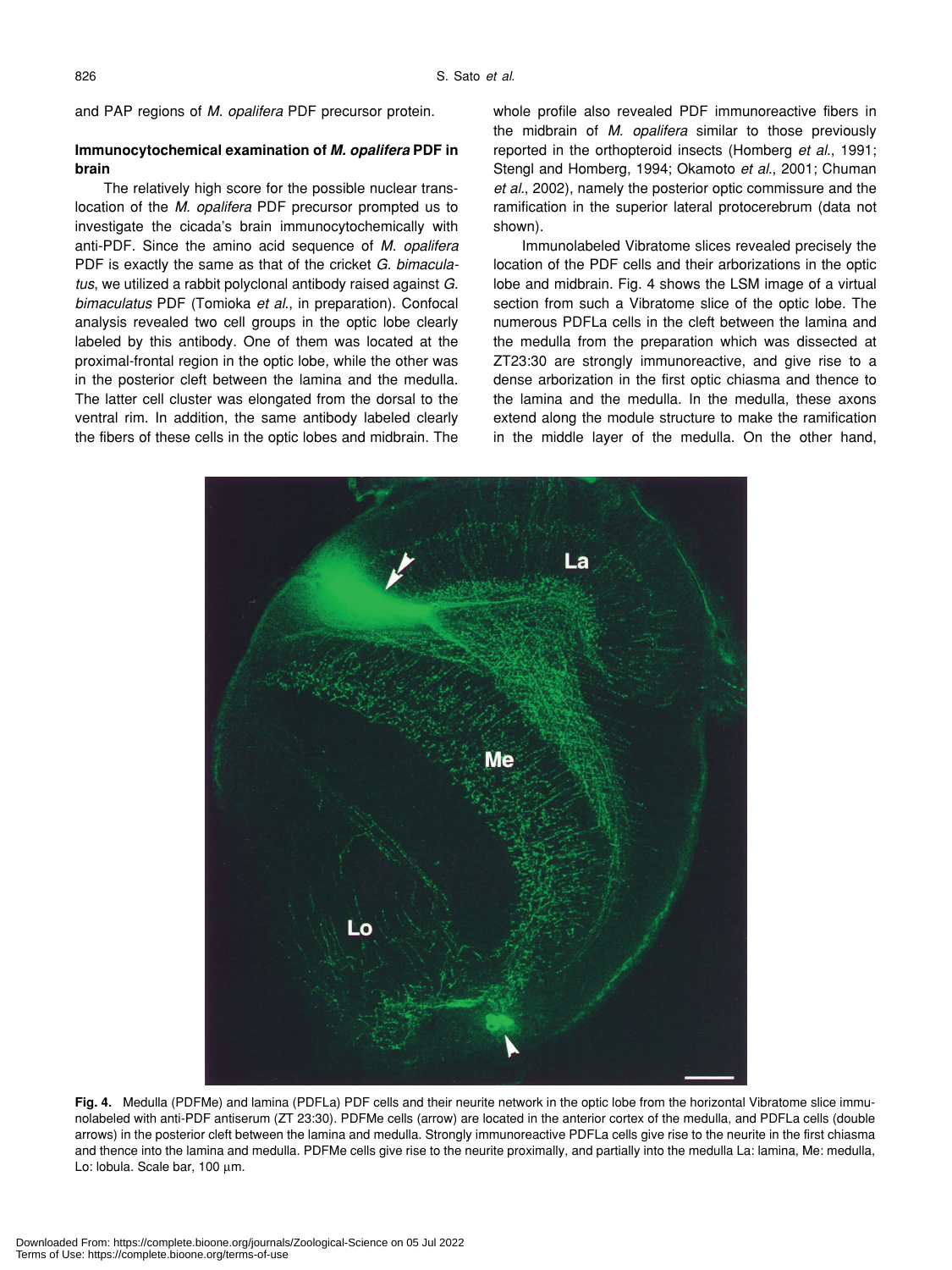and PAP regions of *M. opalifera* PDF precursor protein.

### Immunocytochemical examination of *M. opalifera* PDF in brain

The relatively high score for the possible nuclear translocation of the *M. opalifera* PDF precursor prompted us to investigate the cicada's brain immunocytochemically with anti-PDF. Since the amino acid sequence of *M. opalifera* PDF is exactly the same as that of the cricket *G. bimaculatus*, we utilized a rabbit polyclonal antibody raised against *G. bimaculatus* PDF (Tomioka *et al.*, in preparation). Confocal analysis revealed two cell groups in the optic lobe clearly labeled by this antibody. One of them was located at the proximal-frontal region in the optic lobe, while the other was in the posterior cleft between the lamina and the medulla. The latter cell cluster was elongated from the dorsal to the ventral rim. In addition, the same antibody labeled clearly the fibers of these cells in the optic lobes and midbrain. The whole profile also revealed PDF immunoreactive fibers in the midbrain of *M. opalifera* similar to those previously reported in the orthopteroid insects (Homberg *et al.*, 1991; Stengl and Homberg, 1994; Okamoto *et al.*, 2001; Chuman *et al.*, 2002), namely the posterior optic commissure and the ramification in the superior lateral protocerebrum (data not shown).

Immunolabeled Vibratome slices revealed precisely the location of the PDF cells and their arborizations in the optic lobe and midbrain. Fig. 4 shows the LSM image of a virtual section from such a Vibratome slice of the optic lobe. The numerous PDFLa cells in the cleft between the lamina and the medulla from the preparation which was dissected at ZT23:30 are strongly immunoreactive, and give rise to a dense arborization in the first optic chiasma and thence to the lamina and the medulla. In the medulla, these axons extend along the module structure to make the ramification in the middle layer of the medulla. On the other hand,

**Fig. 4.** Medulla (PDFMe) and lamina (PDFLa) PDF cells and their neurite network in the optic lobe from the horizontal Vibratome slice immunolabeled with anti-PDF antiserum (ZT 23:30). PDFMe cells (arrow) are located in the anterior cortex of the medulla, and PDFLa cells (double arrows) in the posterior cleft between the lamina and medulla. Strongly immunoreactive PDFLa cells give rise to the neurite in the first chiasma and thence into the lamina and medulla. PDFMe cells give rise to the neurite proximally, and partially into the medulla La: lamina, Me: medulla, Lo: lobula. Scale bar, 100 µm.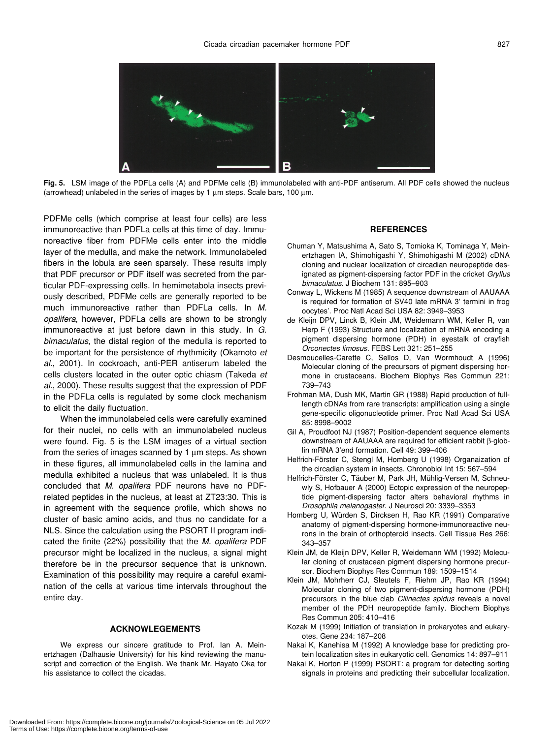**Fig. 5.** LSM image of the PDFLa cells (A) and PDFMe cells (B) immunolabeled with anti-PDF antiserum. All PDF cells showed the nucleus (arrowhead) unlabeled in the series of images by 1 µm steps. Scale bars, 100 µm.

PDFMe cells (which comprise at least four cells) are less immunoreactive than PDFLa cells at this time of day. Immunoreactive fiber from PDFMe cells enter into the middle layer of the medulla, and make the network. Immunolabeled fibers in the lobula are seen sparsely. These results imply that PDF precursor or PDF itself was secreted from the particular PDF-expressing cells. In hemimetabola insects previously described, PDFMe cells are generally reported to be much immunoreactive rather than PDFLa cells. In *M. opalifera*, however, PDFLa cells are shown to be strongly immunoreactive at just before dawn in this study. In *G. bimaculatus*, the distal region of the medulla is reported to be important for the persistence of rhythmicity (Okamoto *et al.*, 2001). In cockroach, anti-PER antiserum labeled the cells clusters located in the outer optic chiasm (Takeda *et al.*, 2000). These results suggest that the expression of PDF in the PDFLa cells is regulated by some clock mechanism to elicit the daily fluctuation.

When the immunolabeled cells were carefully examined for their nuclei, no cells with an immunolabeled nucleus were found. Fig. 5 is the LSM images of a virtual section from the series of images scanned by 1 µm steps. As shown in these figures, all immunolabeled cells in the lamina and medulla exhibited a nucleus that was unlabeled. It is thus concluded that *M. opalifera* PDF neurons have no PDF-related peptides in the nucleus, at least at ZT23:30. This is in agreement with the sequence profile, which shows no cluster of basic amino acids, and thus no candidate for a NLS. Since the calculation using the PSORT II program indicated the finite (22%) possibility that the *M. opalifera* PDF precursor might be localized in the nucleus, a signal might therefore be in the precursor sequence that is unknown. Examination of this possibility may require a careful examination of the cells at various time intervals throughout the entire day.

## ACKNOWLEGEMENTS

We express our sincere gratitude to Prof. Ian A. Meinertzhagen (Dalhausie University) for his kind reviewing the manuscript and correction of the English. We thank Mr. Hayato Oka for his assistance to collect the cicadas.

## REFERENCES

Chuman Y, Matsushima A, Sato S, Tomioka K, Tominaga Y, Meinertzhagen IA, Shimohigashi Y, Shimohigashi M (2002) cDNA cloning and nuclear localization of circadian neuropeptide designated as pigment-dispersing factor PDF in the cricket *Gryllus bimaculatus*. J Biochem 131: 895–903

Conway L, Wickens M (1985) A sequence downstream of AAUAAA is required for formation of SV40 late mRNA 3' termini in frog oocytes'. Proc Natl Acad Sci USA 82: 3949–3953

de Kleijn DPV, Linck B, Klein JM, Weidemann WM, Keller R, van Herp F (1993) Structure and localization of mRNA encoding a pigment dispersing hormone (PDH) in eyestalk of crayfish *Orconectes limosus*. FEBS Lett 321: 251–255

Desmoucelles-Carette C, Sellos D, Van Wormhoudt A (1996) Molecular cloning of the precursors of pigment dispersing hormone in crustaceans. Biochem Biophys Res Commun 221: 739–743

Frohman MA, Dush MK, Martin GR (1988) Rapid production of full-length cDNAs from rare transcripts: amplification using a single gene-specific oligonucleotide primer. Proc Natl Acad Sci USA 85: 8998–9002

Gil A, Proudfoot NJ (1987) Position-dependent sequence elements downstream of AAUAAA are required for efficient rabbit β-globlin mRNA 3'end formation. Cell 49: 399–406

Helfrich-Förster C, Stengl M, Homberg U (1998) Organaization of the circadian system in insects. Chronobiol Int 15: 567–594

Helfrich-Förster C, Täuber M, Park JH, Mühlig-Versen M, Schneuwly S, Hofbauer A (2000) Ectopic expression of the neuropeptide pigment-dispersing factor alters behavioral rhythms in *Drosophila melanogaster*. J Neurosci 20: 3339–3353

Homberg U, Würden S, Dircksen H, Rao KR (1991) Comparative anatomy of pigment-dispersing hormone-immunoreactive neurons in the brain of orthopteroid insects. Cell Tissue Res 266: 343–357

Klein JM, de Kleijn DPV, Keller R, Weidemann WM (1992) Molecular cloning of crustacean pigment dispersing hormone precursor. Biochem Biophys Res Commun 189: 1509–1514

Klein JM, Mohrherr CJ, Sleutels F, Riehm JP, Rao KR (1994) Molecular cloning of two pigment-dispersing hormone (PDH) precursors in the blue clab *Cllinectes spidus* reveals a novel member of the PDH neuropeptide family. Biochem Biophys Res Commun 205: 410–416

Kozak M (1999) Initiation of translation in prokaryotes and eukaryotes. Gene 234: 187–208

Nakai K, Kanehisa M (1992) A knowledge base for predicting protein localization sites in eukaryotic cell. Genomics 14: 897–911

Nakai K, Horton P (1999) PSORT: a program for detecting sorting signals in proteins and predicting their subcellular localization.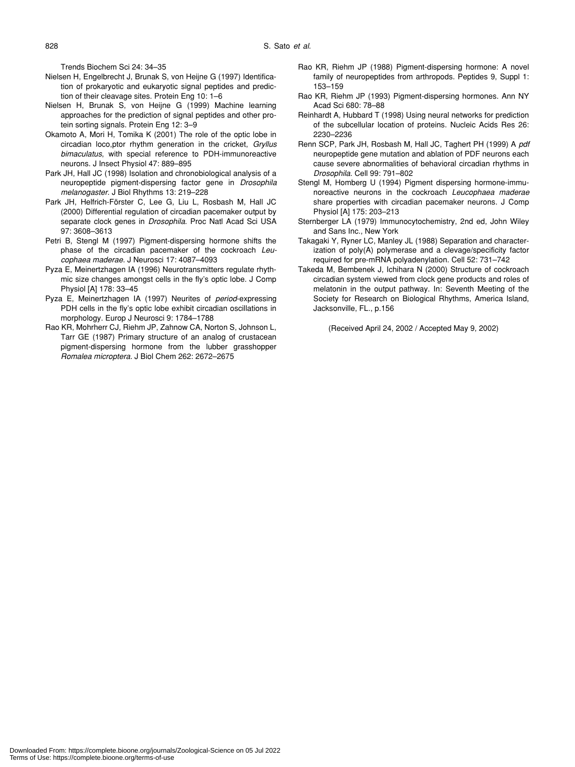Trends Biochem Sci 24: 34–35

Nielsen H, Engelbrecht J, Brunak S, von Heijne G (1997) Identification of prokaryotic and eukaryotic signal peptides and prediction of their cleavage sites. Protein Eng 10: 1–6

Nielsen H, Brunak S, von Heijne G (1999) Machine learning approaches for the prediction of signal peptides and other protein sorting signals. Protein Eng 12: 3–9

Okamoto A, Mori H, Tomika K (2001) The role of the optic lobe in circadian loco,ptor rhythm generation in the cricket, *Gryllus bimaculatus*, with special reference to PDH-immunoreactive neurons. J Insect Physiol 47: 889–895

Park JH, Hall JC (1998) Isolation and chronobiological analysis of a neuropeptide pigment-dispersing factor gene in *Drosophila melanogaster*. J Biol Rhythms 13: 219–228

Park JH, Helfrich-Förster C, Lee G, Liu L, Rosbash M, Hall JC (2000) Differential regulation of circadian pacemaker output by separate clock genes in *Drosophila*. Proc Natl Acad Sci USA 97: 3608–3613

Petri B, Stengl M (1997) Pigment-dispersing hormone shifts the phase of the circadian pacemaker of the cockroach *Leucophaea maderae*. J Neurosci 17: 4087–4093

Pyza E, Meinertzhagen IA (1996) Neurotransmitters regulate rhythmic size changes amongst cells in the fly's optic lobe. J Comp Physiol [A] 178: 33–45

Pyza E, Meinertzhagen IA (1997) Neurites of *period*-expressing PDH cells in the fly's optic lobe exhibit circadian oscillations in morphology. Europ J Neurosci 9: 1784–1788

Rao KR, Mohrherr CJ, Riehm JP, Zahnow CA, Norton S, Johnson L, Tarr GE (1987) Primary structure of an analog of crustacean pigment-dispersing hormone from the lubber grasshopper *Romalea microptera*. J Biol Chem 262: 2672–2675

Rao KR, Riehm JP (1988) Pigment-dispersing hormone: A novel family of neuropeptides from arthropods. Peptides 9, Suppl 1: 153–159

Rao KR, Riehm JP (1993) Pigment-dispersing hormones. Ann NY Acad Sci 680: 78–88

Reinhardt A, Hubbard T (1998) Using neural networks for prediction of the subcellular location of proteins. Nucleic Acids Res 26: 2230–2236

Renn SCP, Park JH, Rosbash M, Hall JC, Taghert PH (1999) A *pdf* neuropeptide gene mutation and ablation of PDF neurons each cause severe abnormalities of behavioral circadian rhythms in *Drosophila*. Cell 99: 791–802

Stengl M, Homberg U (1994) Pigment dispersing hormone-immunoreactive neurons in the cockroach *Leucophaea maderae* share properties with circadian pacemaker neurons. J Comp Physiol [A] 175: 203–213

Sternberger LA (1979) Immunocytochemistry, 2nd ed, John Wiley and Sans Inc., New York

Takagaki Y, Ryner LC, Manley JL (1988) Separation and characterization of poly(A) polymerase and a clevage/specificity factor required for pre-mRNA polyadenylation. Cell 52: 731–742

Takeda M, Bembenek J, Ichihara N (2000) Structure of cockroach circadian system viewed from clock gene products and roles of melatonin in the output pathway. In: Seventh Meeting of the Society for Research on Biological Rhythms, America Island, Jacksonville, FL., p.156

(Received April 24, 2002 / Accepted May 9, 2002)